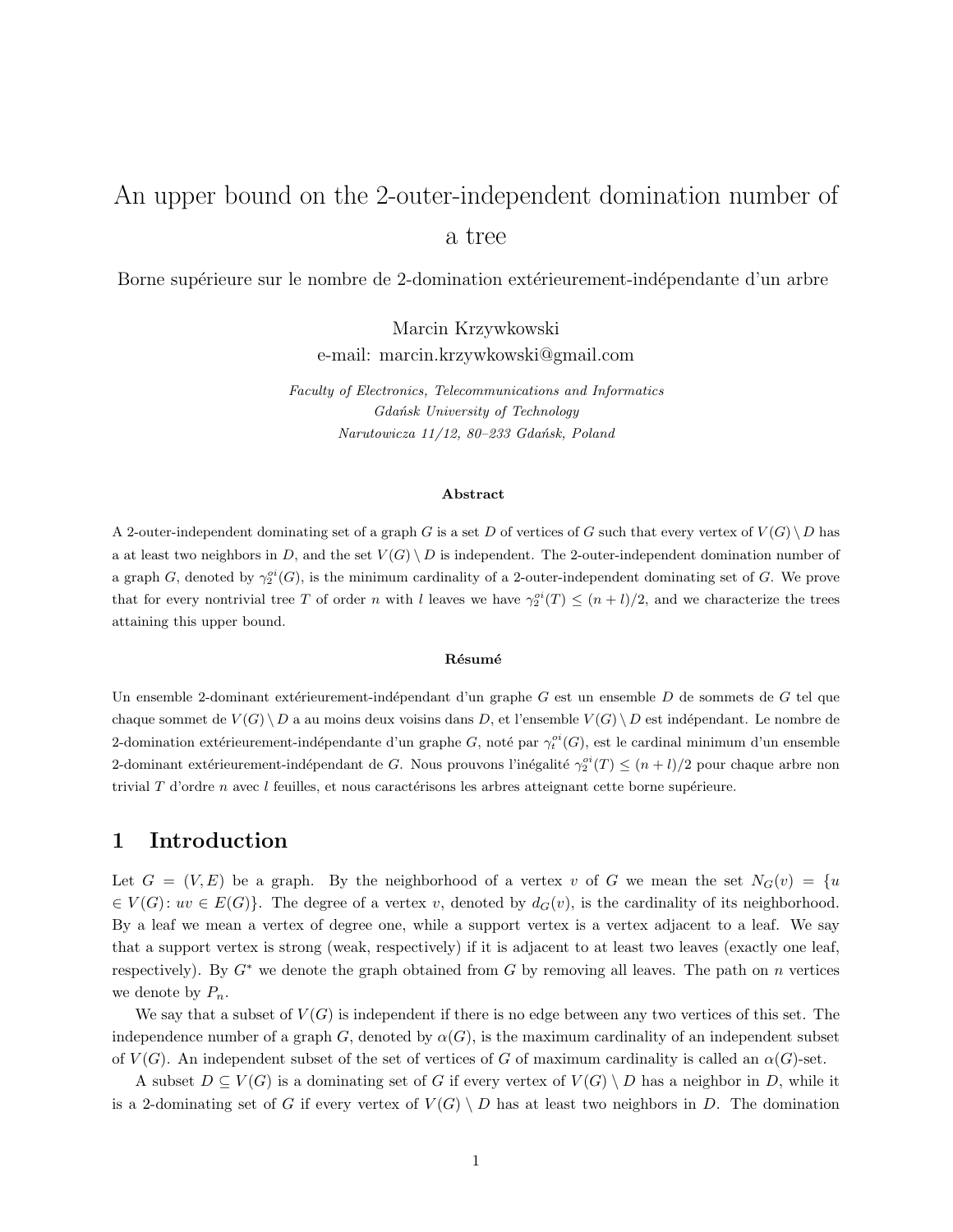# An upper bound on the 2-outer-independent domination number of a tree

Borne supérieure sur le nombre de 2-domination extérieurement-indépendante d'un arbre

Marcin Krzywkowski
e-mail: marcin.krzywkowski@gmail.com

*Faculty of Electronics, Telecommunications and Informatics*
*Gdańsk University of Technology*
*Narutowicza 11/12, 80–233 Gdańsk, Poland*

**Abstract**

A 2-outer-independent dominating set of a graph $G$ is a set $D$ of vertices of $G$ such that every vertex of $V(G) \setminus D$ has a at least two neighbors in $D$, and the set $V(G) \setminus D$ is independent. The 2-outer-independent domination number of a graph $G$, denoted by $\gamma_2^{oi}(G)$, is the minimum cardinality of a 2-outer-independent dominating set of $G$. We prove that for every nontrivial tree $T$ of order $n$ with $l$ leaves we have $\gamma_2^{oi}(T) \leq (n+l)/2$, and we characterize the trees attaining this upper bound.

**Résumé**

Un ensemble 2-dominant extérieurement-indépendant d'un graphe $G$ est un ensemble $D$ de sommets de $G$ tel que chaque sommet de $V(G) \setminus D$ a au moins deux voisins dans $D$, et l'ensemble $V(G) \setminus D$ est indépendant. Le nombre de 2-domination extérieurement-indépendante d'un graphe $G$, noté par $\gamma_t^{oi}(G)$, est le cardinal minimum d'un ensemble 2-dominant extérieurement-indépendant de $G$. Nous prouvons l'inégalité $\gamma_2^{oi}(T) \leq (n+l)/2$ pour chaque arbre non trivial $T$ d'ordre $n$ avec $l$ feuilles, et nous caractérisons les arbres atteignant cette borne supérieure.

## 1 Introduction

Let $G = (V, E)$ be a graph. By the neighborhood of a vertex $v$ of $G$ we mean the set $N_G(v) = \{u \in V(G) \colon uv \in E(G)\}$. The degree of a vertex $v$, denoted by $d_G(v)$, is the cardinality of its neighborhood. By a leaf we mean a vertex of degree one, while a support vertex is a vertex adjacent to a leaf. We say that a support vertex is strong (weak, respectively) if it is adjacent to at least two leaves (exactly one leaf, respectively). By $G^*$ we denote the graph obtained from $G$ by removing all leaves. The path on $n$ vertices we denote by $P_n$.

We say that a subset of $V(G)$ is independent if there is no edge between any two vertices of this set. The independence number of a graph $G$, denoted by $\alpha(G)$, is the maximum cardinality of an independent subset of $V(G)$. An independent subset of the set of vertices of $G$ of maximum cardinality is called an $\alpha(G)$-set.

A subset $D \subseteq V(G)$ is a dominating set of $G$ if every vertex of $V(G) \setminus D$ has a neighbor in $D$, while it is a 2-dominating set of $G$ if every vertex of $V(G) \setminus D$ has at least two neighbors in $D$. The domination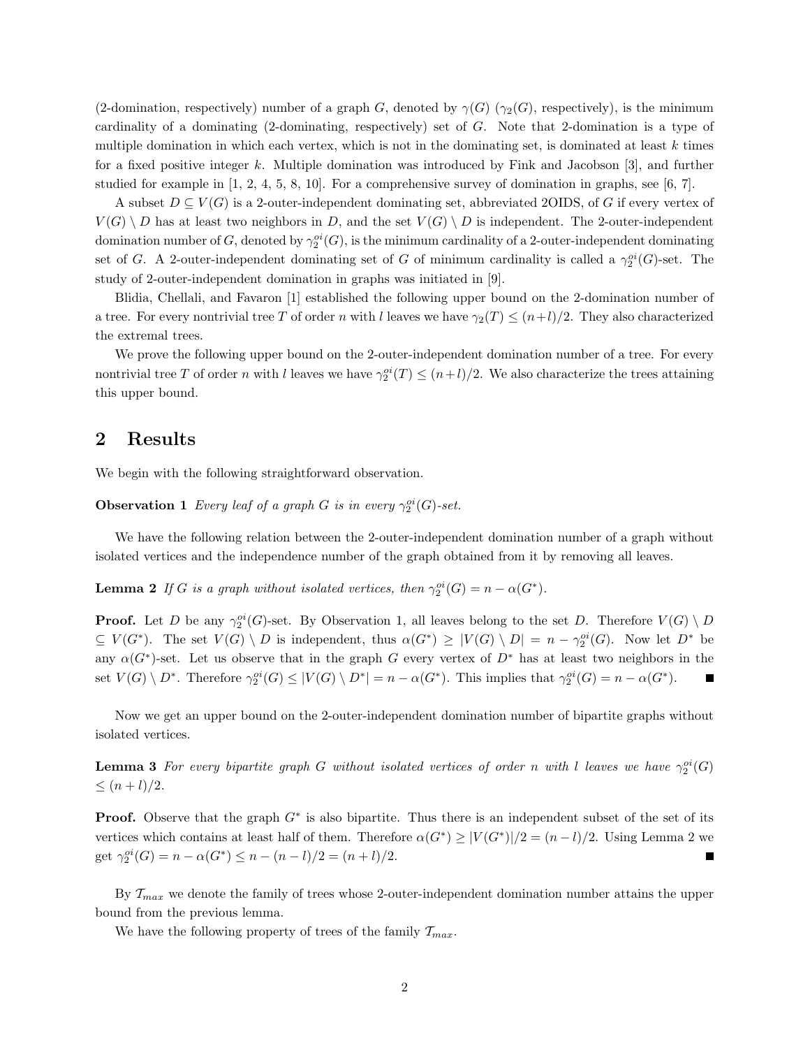(2-domination, respectively) number of a graph $G$, denoted by $\gamma(G)$ ($\gamma_2(G)$, respectively), is the minimum cardinality of a dominating (2-dominating, respectively) set of $G$. Note that 2-domination is a type of multiple domination in which each vertex, which is not in the dominating set, is dominated at least $k$ times for a fixed positive integer $k$. Multiple domination was introduced by Fink and Jacobson [3], and further studied for example in [1, 2, 4, 5, 8, 10]. For a comprehensive survey of domination in graphs, see [6, 7].

A subset $D \subseteq V(G)$ is a 2-outer-independent dominating set, abbreviated 2OIDS, of $G$ if every vertex of $V(G) \setminus D$ has at least two neighbors in $D$, and the set $V(G) \setminus D$ is independent. The 2-outer-independent domination number of $G$, denoted by $\gamma_2^{oi}(G)$, is the minimum cardinality of a 2-outer-independent dominating set of $G$. A 2-outer-independent dominating set of $G$ of minimum cardinality is called a $\gamma_2^{oi}(G)$-set. The study of 2-outer-independent domination in graphs was initiated in [9].

Blidia, Chellali, and Favaron [1] established the following upper bound on the 2-domination number of a tree. For every nontrivial tree $T$ of order $n$ with $l$ leaves we have $\gamma_2(T) \leq (n+l)/2$. They also characterized the extremal trees.

We prove the following upper bound on the 2-outer-independent domination number of a tree. For every nontrivial tree $T$ of order $n$ with $l$ leaves we have $\gamma_2^{oi}(T) \leq (n+l)/2$. We also characterize the trees attaining this upper bound.

## 2 Results

We begin with the following straightforward observation.

**Observation 1** *Every leaf of a graph $G$ is in every $\gamma_2^{oi}(G)$-set.*

We have the following relation between the 2-outer-independent domination number of a graph without isolated vertices and the independence number of the graph obtained from it by removing all leaves.

**Lemma 2** *If $G$ is a graph without isolated vertices, then $\gamma_2^{oi}(G) = n - \alpha(G^*)$.*

**Proof.** Let $D$ be any $\gamma_2^{oi}(G)$-set. By Observation 1, all leaves belong to the set $D$. Therefore $V(G) \setminus D \subseteq V(G^*)$. The set $V(G) \setminus D$ is independent, thus $\alpha(G^*) \geq |V(G) \setminus D| = n - \gamma_2^{oi}(G)$. Now let $D^*$ be any $\alpha(G^*)$-set. Let us observe that in the graph $G$ every vertex of $D^*$ has at least two neighbors in the set $V(G) \setminus D^*$. Therefore $\gamma_2^{oi}(G) \leq |V(G) \setminus D^*| = n - \alpha(G^*)$. This implies that $\gamma_2^{oi}(G) = n - \alpha(G^*)$. ∎

Now we get an upper bound on the 2-outer-independent domination number of bipartite graphs without isolated vertices.

**Lemma 3** *For every bipartite graph $G$ without isolated vertices of order $n$ with $l$ leaves we have $\gamma_2^{oi}(G) \leq (n+l)/2$.*

**Proof.** Observe that the graph $G^*$ is also bipartite. Thus there is an independent subset of the set of its vertices which contains at least half of them. Therefore $\alpha(G^*) \geq |V(G^*)|/2 = (n-l)/2$. Using Lemma 2 we get $\gamma_2^{oi}(G) = n - \alpha(G^*) \leq n - (n-l)/2 = (n+l)/2$. ∎

By $\mathcal{T}_{max}$ we denote the family of trees whose 2-outer-independent domination number attains the upper bound from the previous lemma.

We have the following property of trees of the family $\mathcal{T}_{max}$.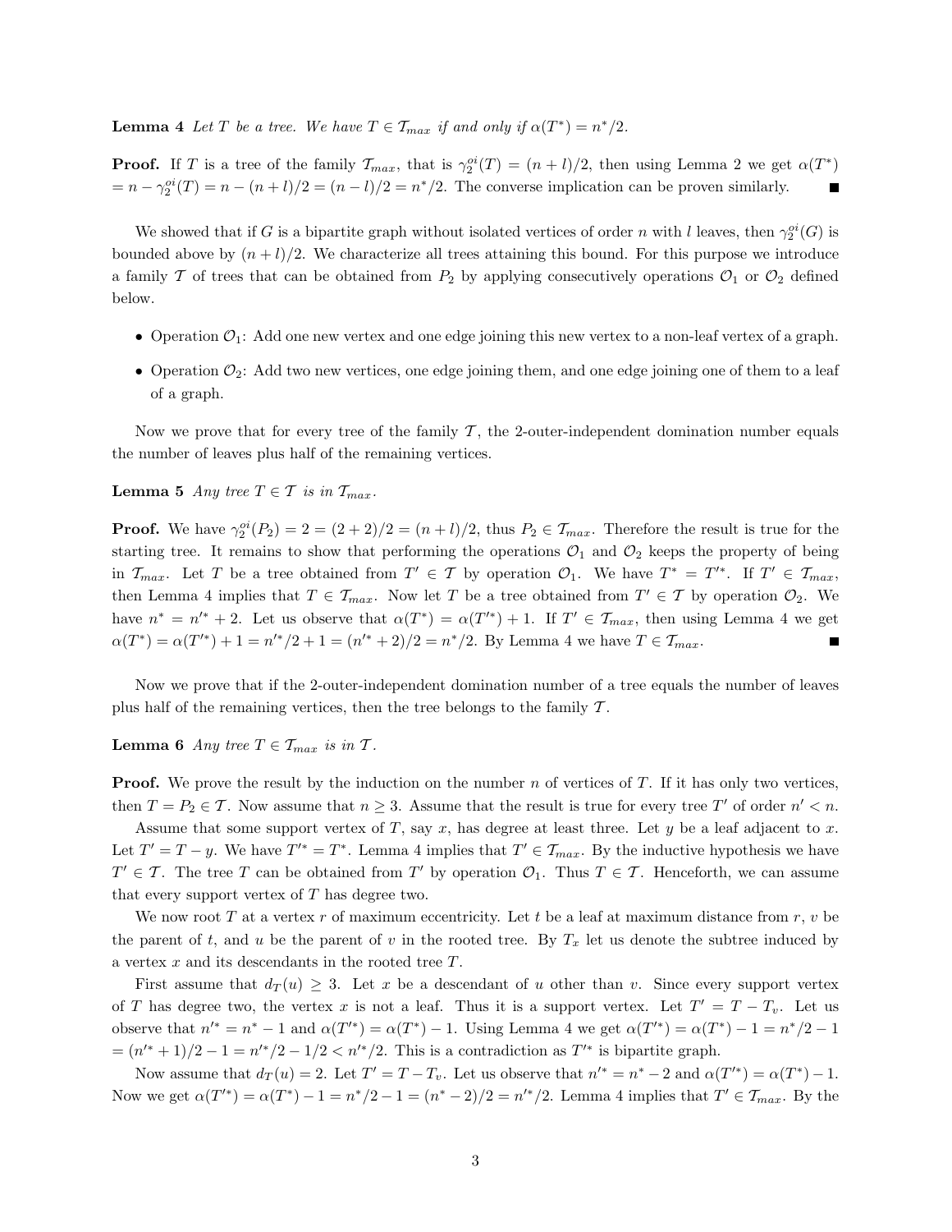**Lemma 4** *Let $T$ be a tree. We have $T \in \mathcal{T}_{max}$ if and only if $\alpha(T^*) = n^*/2$.*

**Proof.** If $T$ is a tree of the family $\mathcal{T}_{max}$, that is $\gamma_2^{oi}(T) = (n+l)/2$, then using Lemma 2 we get $\alpha(T^*) = n - \gamma_2^{oi}(T) = n - (n+l)/2 = (n-l)/2 = n^*/2$. The converse implication can be proven similarly. ■

We showed that if $G$ is a bipartite graph without isolated vertices of order $n$ with $l$ leaves, then $\gamma_2^{oi}(G)$ is bounded above by $(n+l)/2$. We characterize all trees attaining this bound. For this purpose we introduce a family $\mathcal{T}$ of trees that can be obtained from $P_2$ by applying consecutively operations $\mathcal{O}_1$ or $\mathcal{O}_2$ defined below.

- Operation $\mathcal{O}_1$: Add one new vertex and one edge joining this new vertex to a non-leaf vertex of a graph.
- Operation $\mathcal{O}_2$: Add two new vertices, one edge joining them, and one edge joining one of them to a leaf of a graph.

Now we prove that for every tree of the family $\mathcal{T}$, the 2-outer-independent domination number equals the number of leaves plus half of the remaining vertices.

**Lemma 5** *Any tree $T \in \mathcal{T}$ is in $\mathcal{T}_{max}$.*

**Proof.** We have $\gamma_2^{oi}(P_2) = 2 = (2+2)/2 = (n+l)/2$, thus $P_2 \in \mathcal{T}_{max}$. Therefore the result is true for the starting tree. It remains to show that performing the operations $\mathcal{O}_1$ and $\mathcal{O}_2$ keeps the property of being in $\mathcal{T}_{max}$. Let $T$ be a tree obtained from $T' \in \mathcal{T}$ by operation $\mathcal{O}_1$. We have $T^* = T'^*$. If $T' \in \mathcal{T}_{max}$, then Lemma 4 implies that $T \in \mathcal{T}_{max}$. Now let $T$ be a tree obtained from $T' \in \mathcal{T}$ by operation $\mathcal{O}_2$. We have $n^* = n'^* + 2$. Let us observe that $\alpha(T^*) = \alpha(T'^*) + 1$. If $T' \in \mathcal{T}_{max}$, then using Lemma 4 we get $\alpha(T^*) = \alpha(T'^*) + 1 = n'^*/2 + 1 = (n'^* + 2)/2 = n^*/2$. By Lemma 4 we have $T \in \mathcal{T}_{max}$. ■

Now we prove that if the 2-outer-independent domination number of a tree equals the number of leaves plus half of the remaining vertices, then the tree belongs to the family $\mathcal{T}$.

**Lemma 6** *Any tree $T \in \mathcal{T}_{max}$ is in $\mathcal{T}$.*

**Proof.** We prove the result by the induction on the number $n$ of vertices of $T$. If it has only two vertices, then $T = P_2 \in \mathcal{T}$. Now assume that $n \geq 3$. Assume that the result is true for every tree $T'$ of order $n' < n$.

Assume that some support vertex of $T$, say $x$, has degree at least three. Let $y$ be a leaf adjacent to $x$. Let $T' = T - y$. We have $T'^* = T^*$. Lemma 4 implies that $T' \in \mathcal{T}_{max}$. By the inductive hypothesis we have $T' \in \mathcal{T}$. The tree $T$ can be obtained from $T'$ by operation $\mathcal{O}_1$. Thus $T \in \mathcal{T}$. Henceforth, we can assume that every support vertex of $T$ has degree two.

We now root $T$ at a vertex $r$ of maximum eccentricity. Let $t$ be a leaf at maximum distance from $r$, $v$ be the parent of $t$, and $u$ be the parent of $v$ in the rooted tree. By $T_x$ let us denote the subtree induced by a vertex $x$ and its descendants in the rooted tree $T$.

First assume that $d_T(u) \geq 3$. Let $x$ be a descendant of $u$ other than $v$. Since every support vertex of $T$ has degree two, the vertex $x$ is not a leaf. Thus it is a support vertex. Let $T' = T - T_v$. Let us observe that $n'^* = n^* - 1$ and $\alpha(T'^*) = \alpha(T^*) - 1$. Using Lemma 4 we get $\alpha(T'^*) = \alpha(T^*) - 1 = n^*/2 - 1 = (n'^* + 1)/2 - 1 = n'^*/2 - 1/2 < n'^*/2$. This is a contradiction as $T'^*$ is bipartite graph.

Now assume that $d_T(u) = 2$. Let $T' = T - T_v$. Let us observe that $n'^* = n^* - 2$ and $\alpha(T'^*) = \alpha(T^*) - 1$. Now we get $\alpha(T'^*) = \alpha(T^*) - 1 = n^*/2 - 1 = (n^* - 2)/2 = n'^*/2$. Lemma 4 implies that $T' \in \mathcal{T}_{max}$. By the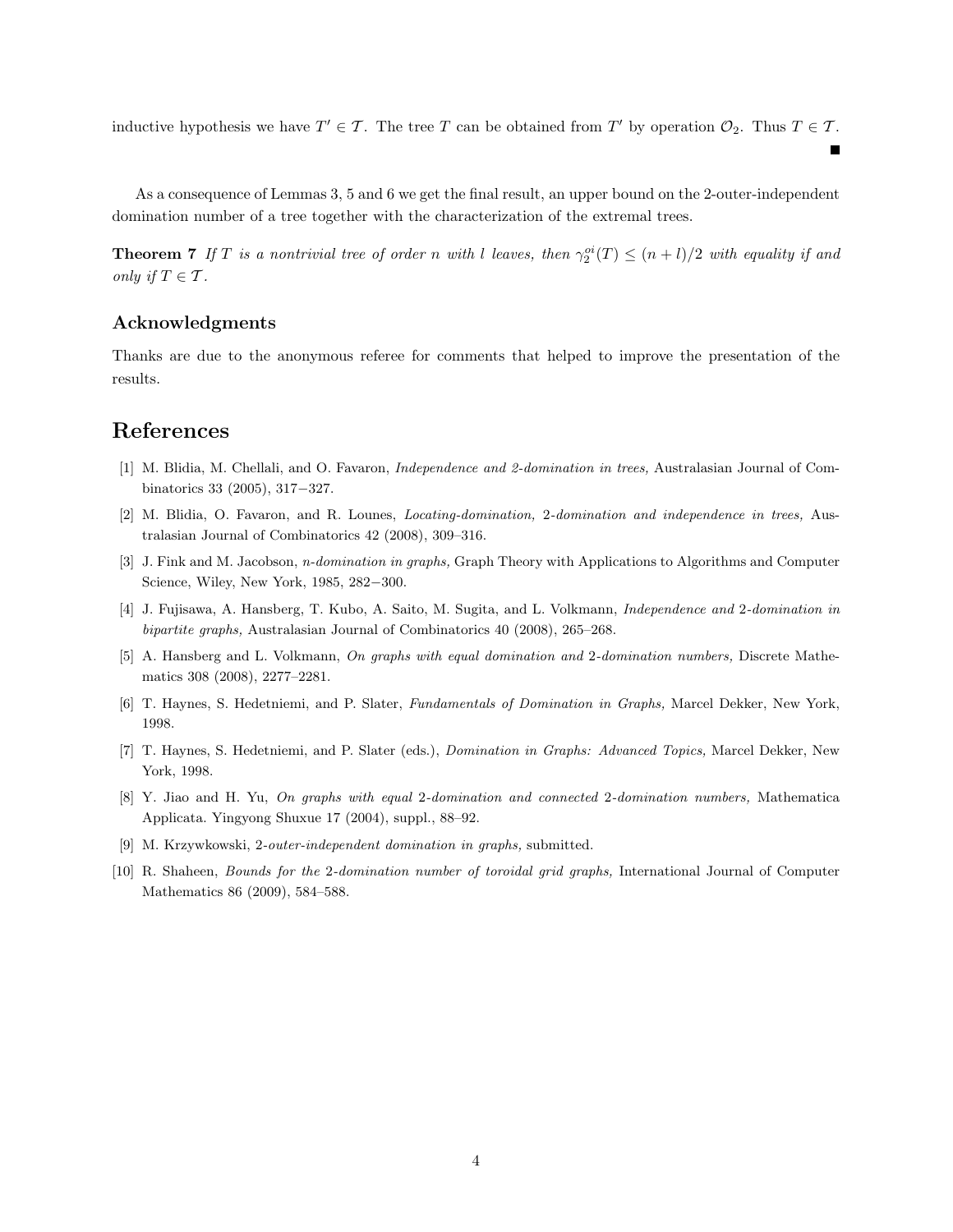inductive hypothesis we have $T' \in \mathcal{T}$. The tree $T$ can be obtained from $T'$ by operation $\mathcal{O}_2$. Thus $T \in \mathcal{T}$. ■

As a consequence of Lemmas 3, 5 and 6 we get the final result, an upper bound on the 2-outer-independent domination number of a tree together with the characterization of the extremal trees.

**Theorem 7** *If $T$ is a nontrivial tree of order $n$ with $l$ leaves, then $\gamma_2^{oi}(T) \le (n+l)/2$ with equality if and only if $T \in \mathcal{T}$.*

## Acknowledgments

Thanks are due to the anonymous referee for comments that helped to improve the presentation of the results.

# References

[1] M. Blidia, M. Chellali, and O. Favaron, *Independence and 2-domination in trees,* Australasian Journal of Combinatorics 33 (2005), 317−327.

[2] M. Blidia, O. Favaron, and R. Lounes, *Locating-domination,* 2*-domination and independence in trees,* Australasian Journal of Combinatorics 42 (2008), 309–316.

[3] J. Fink and M. Jacobson, *n-domination in graphs,* Graph Theory with Applications to Algorithms and Computer Science, Wiley, New York, 1985, 282−300.

[4] J. Fujisawa, A. Hansberg, T. Kubo, A. Saito, M. Sugita, and L. Volkmann, *Independence and* 2*-domination in bipartite graphs,* Australasian Journal of Combinatorics 40 (2008), 265–268.

[5] A. Hansberg and L. Volkmann, *On graphs with equal domination and* 2*-domination numbers,* Discrete Mathematics 308 (2008), 2277–2281.

[6] T. Haynes, S. Hedetniemi, and P. Slater, *Fundamentals of Domination in Graphs,* Marcel Dekker, New York, 1998.

[7] T. Haynes, S. Hedetniemi, and P. Slater (eds.), *Domination in Graphs: Advanced Topics,* Marcel Dekker, New York, 1998.

[8] Y. Jiao and H. Yu, *On graphs with equal* 2*-domination and connected* 2*-domination numbers,* Mathematica Applicata. Yingyong Shuxue 17 (2004), suppl., 88–92.

[9] M. Krzywkowski, 2*-outer-independent domination in graphs,* submitted.

[10] R. Shaheen, *Bounds for the* 2*-domination number of toroidal grid graphs,* International Journal of Computer Mathematics 86 (2009), 584–588.